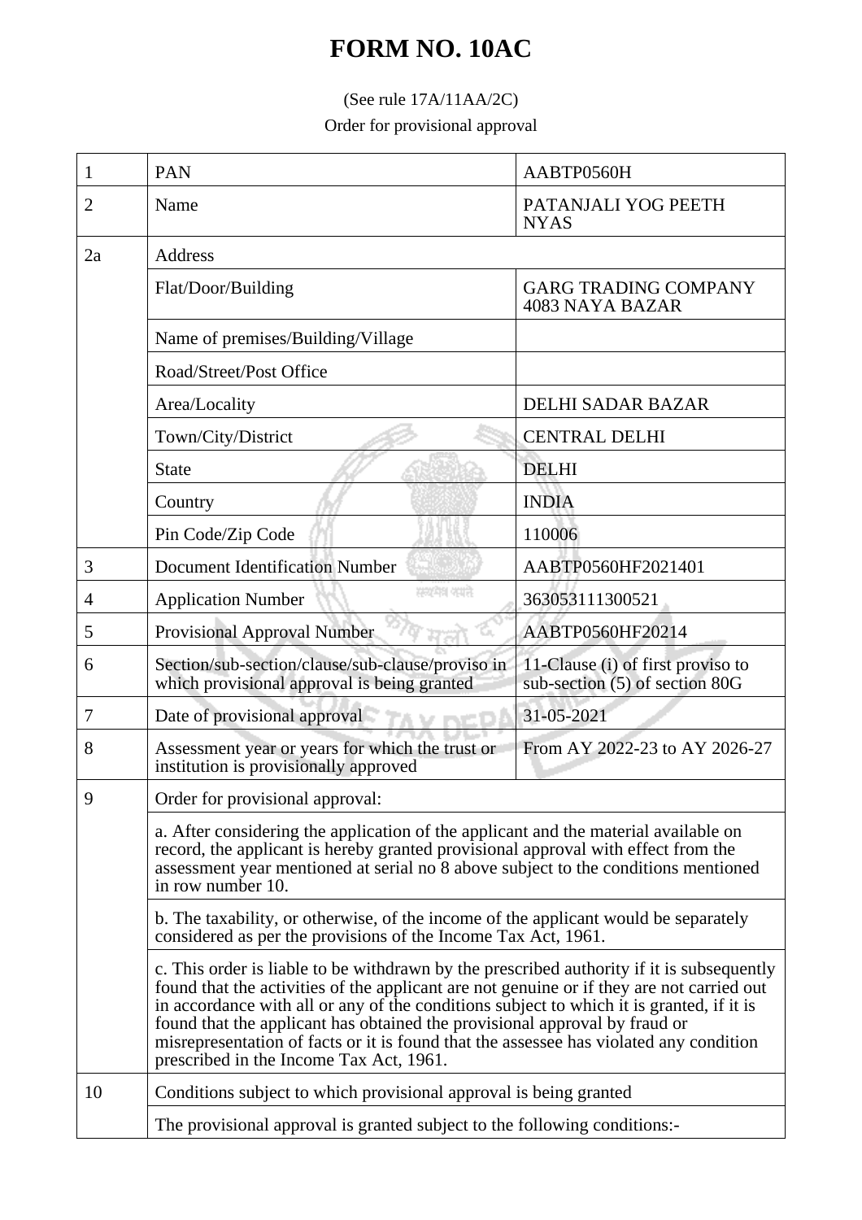# FORM NO. 10AC

(See rule 17A/11AA/2C)

Order for provisional approval

| | | |
|---|---|---|
| 1 | PAN | AABTP0560H |
| 2 | Name | PATANJALI YOG PEETH NYAS |
| 2a | Address | |
| | Flat/Door/Building | GARG TRADING COMPANY 4083 NAYA BAZAR |
| | Name of premises/Building/Village | |
| | Road/Street/Post Office | |
| | Area/Locality | DELHI SADAR BAZAR |
| | Town/City/District | CENTRAL DELHI |
| | State | DELHI |
| | Country | INDIA |
| | Pin Code/Zip Code | 110006 |
| 3 | Document Identification Number | AABTP0560HF2021401 |
| 4 | Application Number | 363053111300521 |
| 5 | Provisional Approval Number | AABTP0560HF20214 |
| 6 | Section/sub-section/clause/sub-clause/proviso in which provisional approval is being granted | 11-Clause (i) of first proviso to sub-section (5) of section 80G |
| 7 | Date of provisional approval | 31-05-2021 |
| 8 | Assessment year or years for which the trust or institution is provisionally approved | From AY 2022-23 to AY 2026-27 |
| 9 | Order for provisional approval: | |
| | a. After considering the application of the applicant and the material available on record, the applicant is hereby granted provisional approval with effect from the assessment year mentioned at serial no 8 above subject to the conditions mentioned in row number 10. | |
| | b. The taxability, or otherwise, of the income of the applicant would be separately considered as per the provisions of the Income Tax Act, 1961. | |
| | c. This order is liable to be withdrawn by the prescribed authority if it is subsequently found that the activities of the applicant are not genuine or if they are not carried out in accordance with all or any of the conditions subject to which it is granted, if it is found that the applicant has obtained the provisional approval by fraud or misrepresentation of facts or it is found that the assessee has violated any condition prescribed in the Income Tax Act, 1961. | |
| 10 | Conditions subject to which provisional approval is being granted | |
| | The provisional approval is granted subject to the following conditions:- | |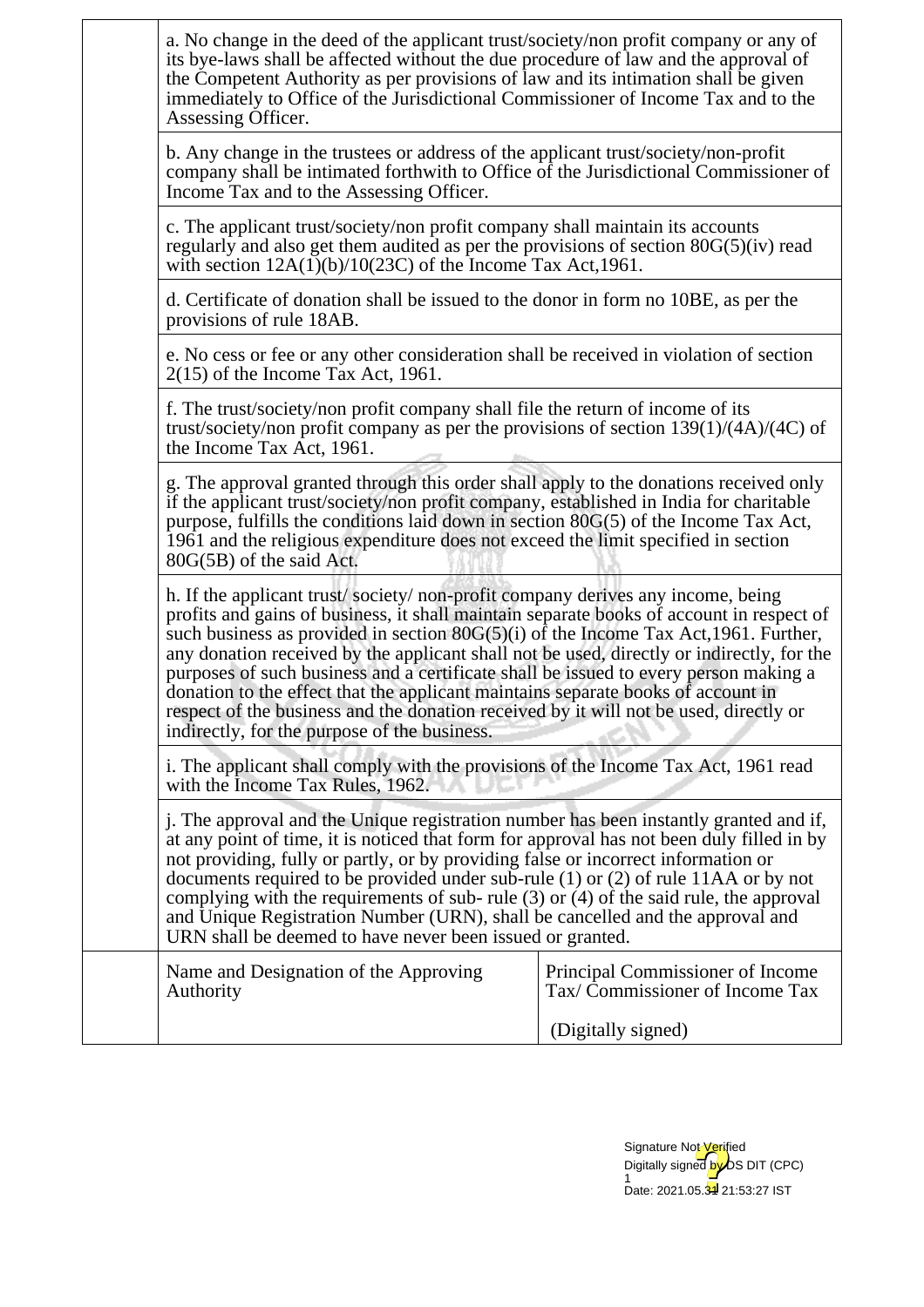| | | |
|---|---|---|
| | a. No change in the deed of the applicant trust/society/non profit company or any of its bye-laws shall be affected without the due procedure of law and the approval of the Competent Authority as per provisions of law and its intimation shall be given immediately to Office of the Jurisdictional Commissioner of Income Tax and to the Assessing Officer. | |
| | b. Any change in the trustees or address of the applicant trust/society/non-profit company shall be intimated forthwith to Office of the Jurisdictional Commissioner of Income Tax and to the Assessing Officer. | |
| | c. The applicant trust/society/non profit company shall maintain its accounts regularly and also get them audited as per the provisions of section 80G(5)(iv) read with section 12A(1)(b)/10(23C) of the Income Tax Act,1961. | |
| | d. Certificate of donation shall be issued to the donor in form no 10BE, as per the provisions of rule 18AB. | |
| | e. No cess or fee or any other consideration shall be received in violation of section 2(15) of the Income Tax Act, 1961. | |
| | f. The trust/society/non profit company shall file the return of income of its trust/society/non profit company as per the provisions of section 139(1)/(4A)/(4C) of the Income Tax Act, 1961. | |
| | g. The approval granted through this order shall apply to the donations received only if the applicant trust/society/non profit company, established in India for charitable purpose, fulfills the conditions laid down in section 80G(5) of the Income Tax Act, 1961 and the religious expenditure does not exceed the limit specified in section 80G(5B) of the said Act. | |
| | h. If the applicant trust/ society/ non-profit company derives any income, being profits and gains of business, it shall maintain separate books of account in respect of such business as provided in section 80G(5)(i) of the Income Tax Act,1961. Further, any donation received by the applicant shall not be used, directly or indirectly, for the purposes of such business and a certificate shall be issued to every person making a donation to the effect that the applicant maintains separate books of account in respect of the business and the donation received by it will not be used, directly or indirectly, for the purpose of the business. | |
| | i. The applicant shall comply with the provisions of the Income Tax Act, 1961 read with the Income Tax Rules, 1962. | |
| | j. The approval and the Unique registration number has been instantly granted and if, at any point of time, it is noticed that form for approval has not been duly filled in by not providing, fully or partly, or by providing false or incorrect information or documents required to be provided under sub-rule (1) or (2) of rule 11AA or by not complying with the requirements of sub- rule (3) or (4) of the said rule, the approval and Unique Registration Number (URN), shall be cancelled and the approval and URN shall be deemed to have never been issued or granted. | |
| | Name and Designation of the Approving Authority | Principal Commissioner of Income Tax/ Commissioner of Income Tax<br><br>(Digitally signed) |

Signature Not Verified
Digitally signed by DS DIT (CPC) 1
Date: 2021.05.31 21:53:27 IST